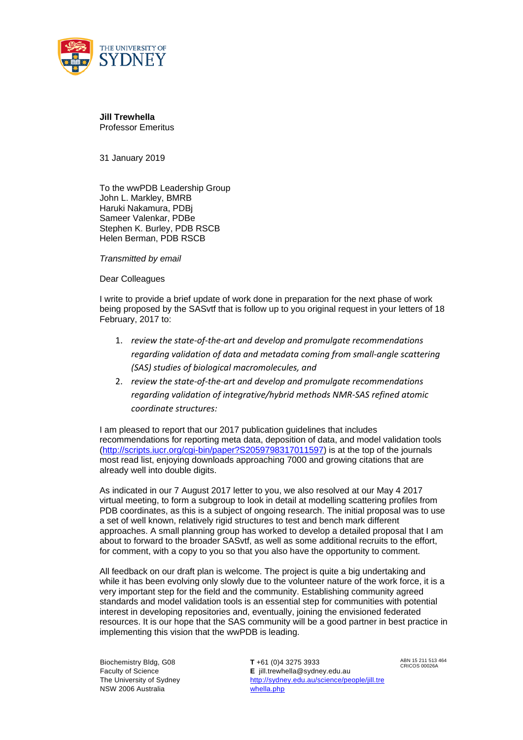THE UNIVERSITY OF SYDNEY

**Jill Trewhella**
Professor Emeritus

31 January 2019

To the wwPDB Leadership Group
John L. Markley, BMRB
Haruki Nakamura, PDBj
Sameer Valenkar, PDBe
Stephen K. Burley, PDB RSCB
Helen Berman, PDB RSCB

*Transmitted by email*

Dear Colleagues

I write to provide a brief update of work done in preparation for the next phase of work being proposed by the SASvtf that is follow up to you original request in your letters of 18 February, 2017 to:

1. *review the state-of-the-art and develop and promulgate recommendations regarding validation of data and metadata coming from small-angle scattering (SAS) studies of biological macromolecules, and*
2. *review the state-of-the-art and develop and promulgate recommendations regarding validation of integrative/hybrid methods NMR-SAS refined atomic coordinate structures:*

I am pleased to report that our 2017 publication guidelines that includes recommendations for reporting meta data, deposition of data, and model validation tools (http://scripts.iucr.org/cgi-bin/paper?S2059798317011597) is at the top of the journals most read list, enjoying downloads approaching 7000 and growing citations that are already well into double digits.

As indicated in our 7 August 2017 letter to you, we also resolved at our May 4 2017 virtual meeting, to form a subgroup to look in detail at modelling scattering profiles from PDB coordinates, as this is a subject of ongoing research. The initial proposal was to use a set of well known, relatively rigid structures to test and bench mark different approaches. A small planning group has worked to develop a detailed proposal that I am about to forward to the broader SASvtf, as well as some additional recruits to the effort, for comment, with a copy to you so that you also have the opportunity to comment.

All feedback on our draft plan is welcome. The project is quite a big undertaking and while it has been evolving only slowly due to the volunteer nature of the work force, it is a very important step for the field and the community. Establishing community agreed standards and model validation tools is an essential step for communities with potential interest in developing repositories and, eventually, joining the envisioned federated resources. It is our hope that the SAS community will be a good partner in best practice in implementing this vision that the wwPDB is leading.

Biochemistry Bldg, G08
Faculty of Science
The University of Sydney
NSW 2006 Australia

**T** +61 (0)4 3275 3933
**E** jill.trewhella@sydney.edu.au
http://sydney.edu.au/science/people/jill.trewhella.php

ABN 15 211 513 464
CRICOS 00026A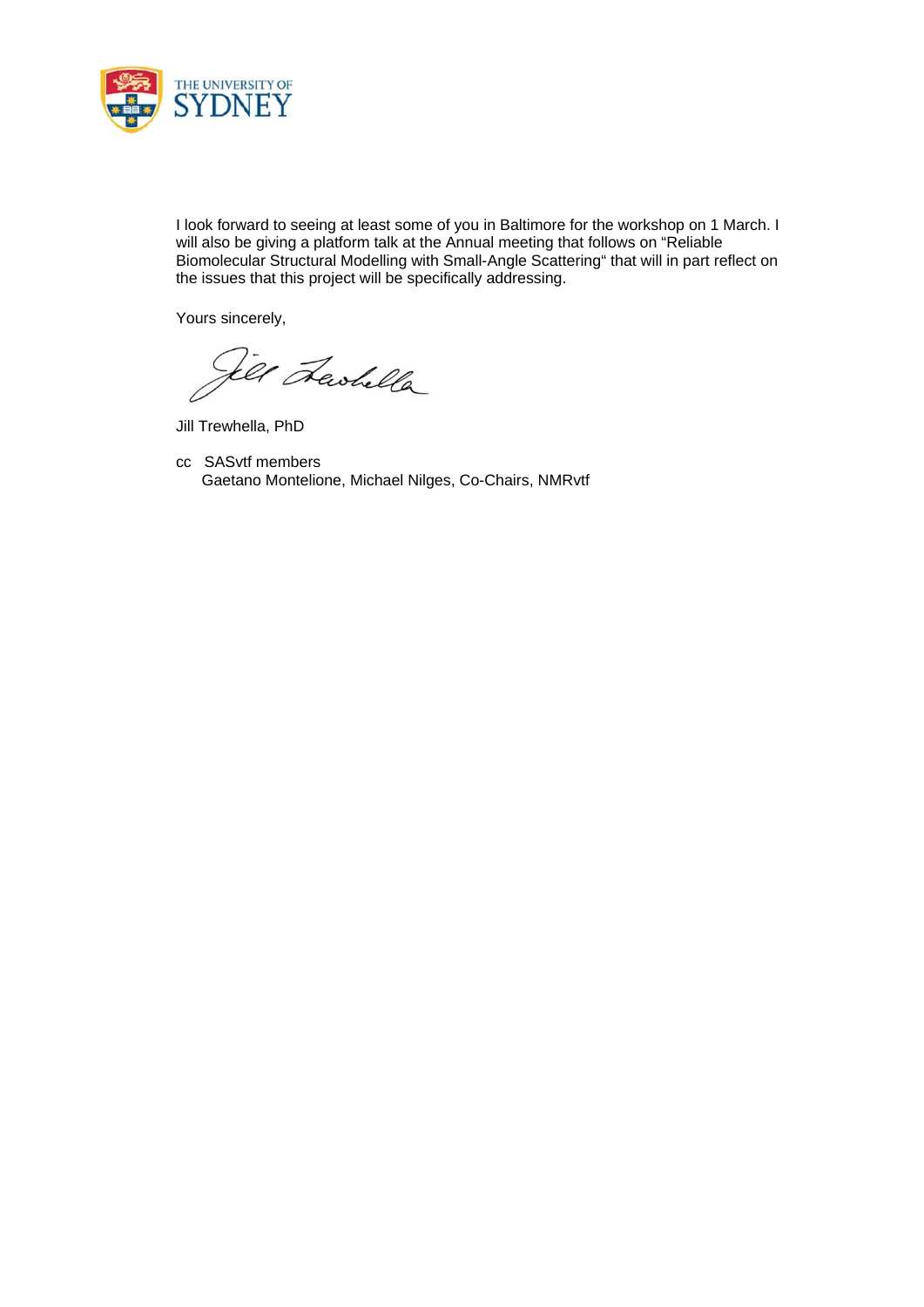I look forward to seeing at least some of you in Baltimore for the workshop on 1 March. I will also be giving a platform talk at the Annual meeting that follows on "Reliable Biomolecular Structural Modelling with Small-Angle Scattering" that will in part reflect on the issues that this project will be specifically addressing.

Yours sincerely,

Jill Trewhella, PhD

cc SASvtf members
Gaetano Montelione, Michael Nilges, Co-Chairs, NMRvtf